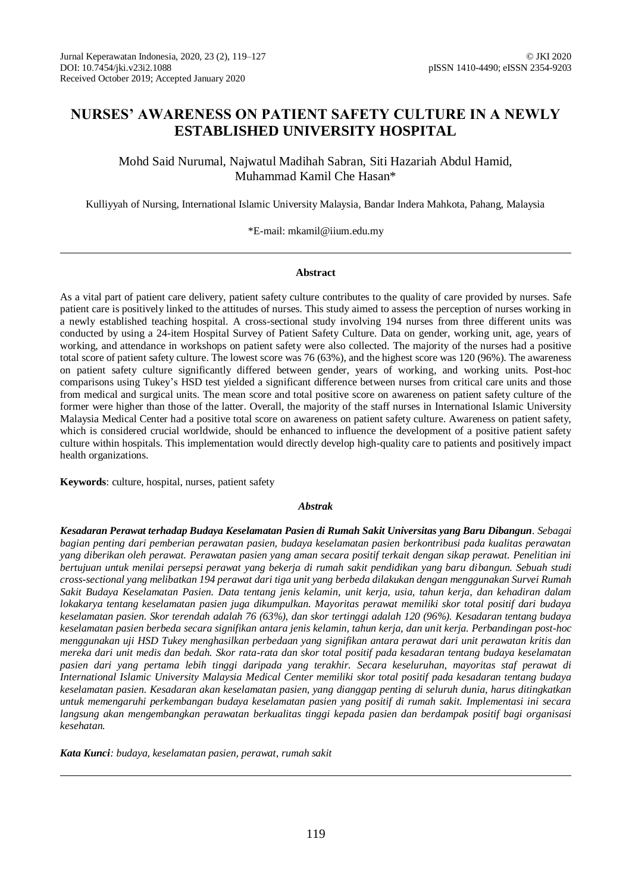# NURSES' AWARENESS ON PATIENT SAFETY CULTURE IN A NEWLY ESTABLISHED UNIVERSITY HOSPITAL

Mohd Said Nurumal, Najwatul Madihah Sabran, Siti Hazariah Abdul Hamid, Muhammad Kamil Che Hasan*

Kulliyyah of Nursing, International Islamic University Malaysia, Bandar Indera Mahkota, Pahang, Malaysia

*E-mail: mkamil@iium.edu.my

## Abstract

As a vital part of patient care delivery, patient safety culture contributes to the quality of care provided by nurses. Safe patient care is positively linked to the attitudes of nurses. This study aimed to assess the perception of nurses working in a newly established teaching hospital. A cross-sectional study involving 194 nurses from three different units was conducted by using a 24-item Hospital Survey of Patient Safety Culture. Data on gender, working unit, age, years of working, and attendance in workshops on patient safety were also collected. The majority of the nurses had a positive total score of patient safety culture. The lowest score was 76 (63%), and the highest score was 120 (96%). The awareness on patient safety culture significantly differed between gender, years of working, and working units. Post-hoc comparisons using Tukey's HSD test yielded a significant difference between nurses from critical care units and those from medical and surgical units. The mean score and total positive score on awareness on patient safety culture of the former were higher than those of the latter. Overall, the majority of the staff nurses in International Islamic University Malaysia Medical Center had a positive total score on awareness on patient safety culture. Awareness on patient safety, which is considered crucial worldwide, should be enhanced to influence the development of a positive patient safety culture within hospitals. This implementation would directly develop high-quality care to patients and positively impact health organizations.

**Keywords**: culture, hospital, nurses, patient safety

## *Abstrak*

***Kesadaran Perawat terhadap Budaya Keselamatan Pasien di Rumah Sakit Universitas yang Baru Dibangun***. *Sebagai bagian penting dari pemberian perawatan pasien, budaya keselamatan pasien berkontribusi pada kualitas perawatan yang diberikan oleh perawat. Perawatan pasien yang aman secara positif terkait dengan sikap perawat. Penelitian ini bertujuan untuk menilai persepsi perawat yang bekerja di rumah sakit pendidikan yang baru dibangun. Sebuah studi cross-sectional yang melibatkan 194 perawat dari tiga unit yang berbeda dilakukan dengan menggunakan Survei Rumah Sakit Budaya Keselamatan Pasien. Data tentang jenis kelamin, unit kerja, usia, tahun kerja, dan kehadiran dalam lokakarya tentang keselamatan pasien juga dikumpulkan. Mayoritas perawat memiliki skor total positif dari budaya keselamatan pasien. Skor terendah adalah 76 (63%), dan skor tertinggi adalah 120 (96%). Kesadaran tentang budaya keselamatan pasien berbeda secara signifikan antara jenis kelamin, tahun kerja, dan unit kerja. Perbandingan post-hoc menggunakan uji HSD Tukey menghasilkan perbedaan yang signifikan antara perawat dari unit perawatan kritis dan mereka dari unit medis dan bedah. Skor rata-rata dan skor total positif pada kesadaran tentang budaya keselamatan pasien dari yang pertama lebih tinggi daripada yang terakhir. Secara keseluruhan, mayoritas staf perawat di International Islamic University Malaysia Medical Center memiliki skor total positif pada kesadaran tentang budaya keselamatan pasien. Kesadaran akan keselamatan pasien, yang dianggap penting di seluruh dunia, harus ditingkatkan untuk memengaruhi perkembangan budaya keselamatan pasien yang positif di rumah sakit. Implementasi ini secara langsung akan mengembangkan perawatan berkualitas tinggi kepada pasien dan berdampak positif bagi organisasi kesehatan.*

***Kata Kunci**: budaya, keselamatan pasien, perawat, rumah sakit*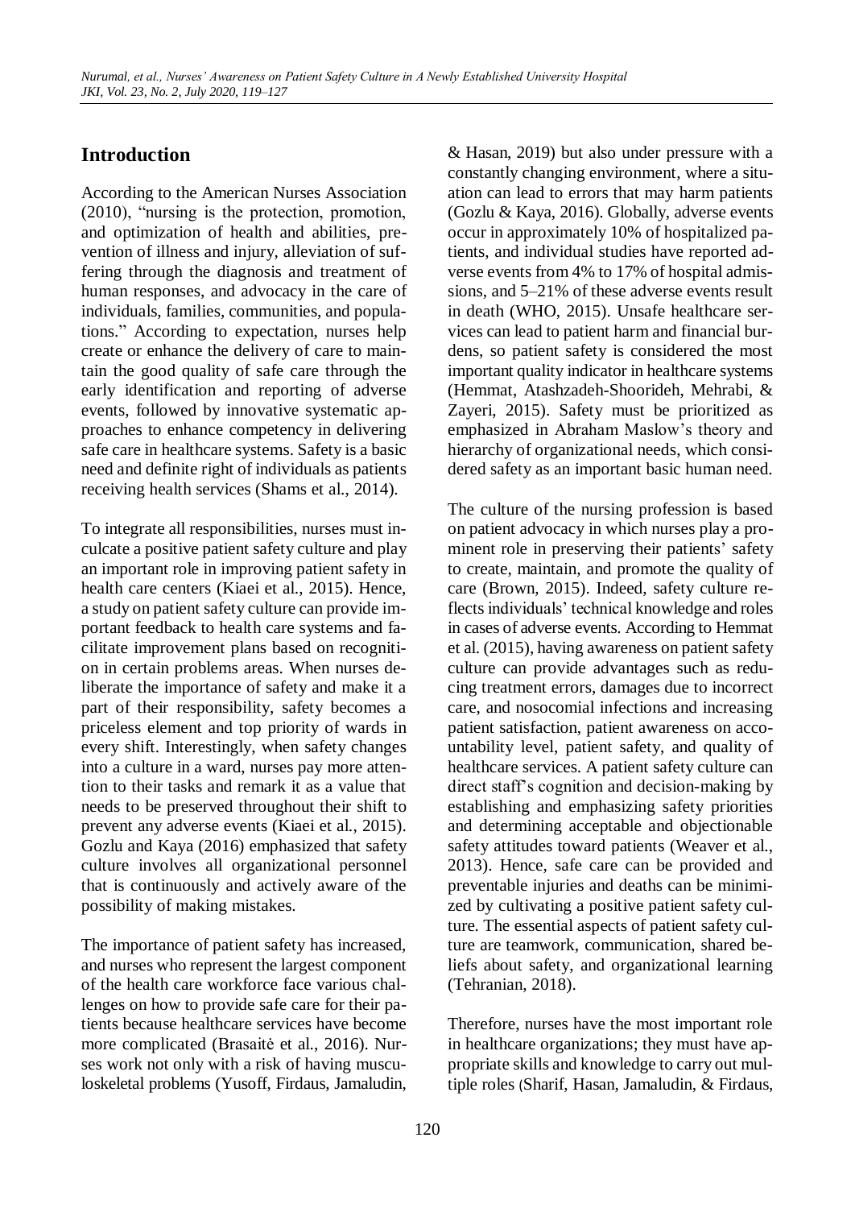## Introduction

According to the American Nurses Association (2010), "nursing is the protection, promotion, and optimization of health and abilities, prevention of illness and injury, alleviation of suffering through the diagnosis and treatment of human responses, and advocacy in the care of individuals, families, communities, and populations." According to expectation, nurses help create or enhance the delivery of care to maintain the good quality of safe care through the early identification and reporting of adverse events, followed by innovative systematic approaches to enhance competency in delivering safe care in healthcare systems. Safety is a basic need and definite right of individuals as patients receiving health services (Shams et al., 2014).

To integrate all responsibilities, nurses must inculcate a positive patient safety culture and play an important role in improving patient safety in health care centers (Kiaei et al., 2015). Hence, a study on patient safety culture can provide important feedback to health care systems and facilitate improvement plans based on recognition in certain problems areas. When nurses deliberate the importance of safety and make it a part of their responsibility, safety becomes a priceless element and top priority of wards in every shift. Interestingly, when safety changes into a culture in a ward, nurses pay more attention to their tasks and remark it as a value that needs to be preserved throughout their shift to prevent any adverse events (Kiaei et al., 2015). Gozlu and Kaya (2016) emphasized that safety culture involves all organizational personnel that is continuously and actively aware of the possibility of making mistakes.

The importance of patient safety has increased, and nurses who represent the largest component of the health care workforce face various challenges on how to provide safe care for their patients because healthcare services have become more complicated (Brasaitė et al., 2016). Nurses work not only with a risk of having musculoskeletal problems (Yusoff, Firdaus, Jamaludin, & Hasan, 2019) but also under pressure with a constantly changing environment, where a situation can lead to errors that may harm patients (Gozlu & Kaya, 2016). Globally, adverse events occur in approximately 10% of hospitalized patients, and individual studies have reported adverse events from 4% to 17% of hospital admissions, and 5–21% of these adverse events result in death (WHO, 2015). Unsafe healthcare services can lead to patient harm and financial burdens, so patient safety is considered the most important quality indicator in healthcare systems (Hemmat, Atashzadeh-Shoorideh, Mehrabi, & Zayeri, 2015). Safety must be prioritized as emphasized in Abraham Maslow's theory and hierarchy of organizational needs, which considered safety as an important basic human need.

The culture of the nursing profession is based on patient advocacy in which nurses play a prominent role in preserving their patients' safety to create, maintain, and promote the quality of care (Brown, 2015). Indeed, safety culture reflects individuals' technical knowledge and roles in cases of adverse events. According to Hemmat et al. (2015), having awareness on patient safety culture can provide advantages such as reducing treatment errors, damages due to incorrect care, and nosocomial infections and increasing patient satisfaction, patient awareness on accountability level, patient safety, and quality of healthcare services. A patient safety culture can direct staff's cognition and decision-making by establishing and emphasizing safety priorities and determining acceptable and objectionable safety attitudes toward patients (Weaver et al., 2013). Hence, safe care can be provided and preventable injuries and deaths can be minimized by cultivating a positive patient safety culture. The essential aspects of patient safety culture are teamwork, communication, shared beliefs about safety, and organizational learning (Tehranian, 2018).

Therefore, nurses have the most important role in healthcare organizations; they must have appropriate skills and knowledge to carry out multiple roles (Sharif, Hasan, Jamaludin, & Firdaus,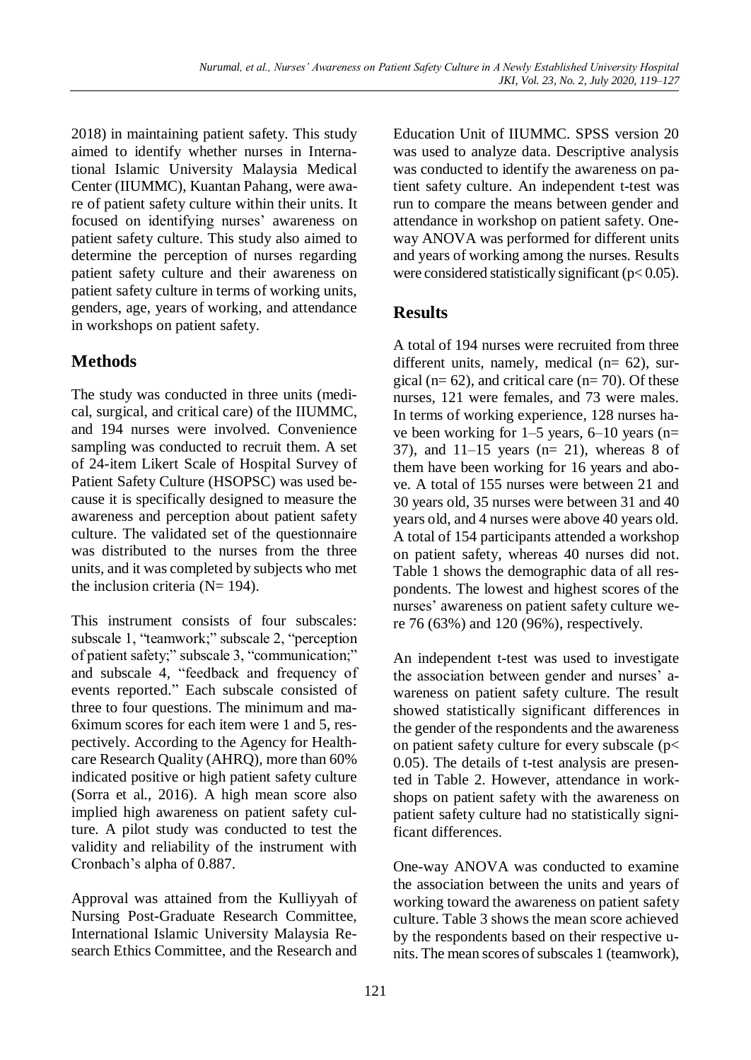2018) in maintaining patient safety. This study aimed to identify whether nurses in International Islamic University Malaysia Medical Center (IIUMMC), Kuantan Pahang, were aware of patient safety culture within their units. It focused on identifying nurses' awareness on patient safety culture. This study also aimed to determine the perception of nurses regarding patient safety culture and their awareness on patient safety culture in terms of working units, genders, age, years of working, and attendance in workshops on patient safety.

## Methods

The study was conducted in three units (medical, surgical, and critical care) of the IIUMMC, and 194 nurses were involved. Convenience sampling was conducted to recruit them. A set of 24-item Likert Scale of Hospital Survey of Patient Safety Culture (HSOPSC) was used because it is specifically designed to measure the awareness and perception about patient safety culture. The validated set of the questionnaire was distributed to the nurses from the three units, and it was completed by subjects who met the inclusion criteria (N= 194).

This instrument consists of four subscales: subscale 1, "teamwork;" subscale 2, "perception of patient safety;" subscale 3, "communication;" and subscale 4, "feedback and frequency of events reported." Each subscale consisted of three to four questions. The minimum and ma-6ximum scores for each item were 1 and 5, respectively. According to the Agency for Healthcare Research Quality (AHRQ), more than 60% indicated positive or high patient safety culture (Sorra et al., 2016). A high mean score also implied high awareness on patient safety culture. A pilot study was conducted to test the validity and reliability of the instrument with Cronbach's alpha of 0.887.

Approval was attained from the Kulliyyah of Nursing Post-Graduate Research Committee, International Islamic University Malaysia Research Ethics Committee, and the Research and Education Unit of IIUMMC. SPSS version 20 was used to analyze data. Descriptive analysis was conducted to identify the awareness on patient safety culture. An independent t-test was run to compare the means between gender and attendance in workshop on patient safety. One-way ANOVA was performed for different units and years of working among the nurses. Results were considered statistically significant ($p < 0.05$).

## Results

A total of 194 nurses were recruited from three different units, namely, medical (n= 62), surgical (n= 62), and critical care (n= 70). Of these nurses, 121 were females, and 73 were males. In terms of working experience, 128 nurses have been working for 1–5 years, 6–10 years (n= 37), and 11–15 years (n= 21), whereas 8 of them have been working for 16 years and above. A total of 155 nurses were between 21 and 30 years old, 35 nurses were between 31 and 40 years old, and 4 nurses were above 40 years old. A total of 154 participants attended a workshop on patient safety, whereas 40 nurses did not. Table 1 shows the demographic data of all respondents. The lowest and highest scores of the nurses' awareness on patient safety culture were 76 (63%) and 120 (96%), respectively.

An independent t-test was used to investigate the association between gender and nurses' awareness on patient safety culture. The result showed statistically significant differences in the gender of the respondents and the awareness on patient safety culture for every subscale ($p < 0.05$). The details of t-test analysis are presented in Table 2. However, attendance in workshops on patient safety with the awareness on patient safety culture had no statistically significant differences.

One-way ANOVA was conducted to examine the association between the units and years of working toward the awareness on patient safety culture. Table 3 shows the mean score achieved by the respondents based on their respective units. The mean scores of subscales 1 (teamwork),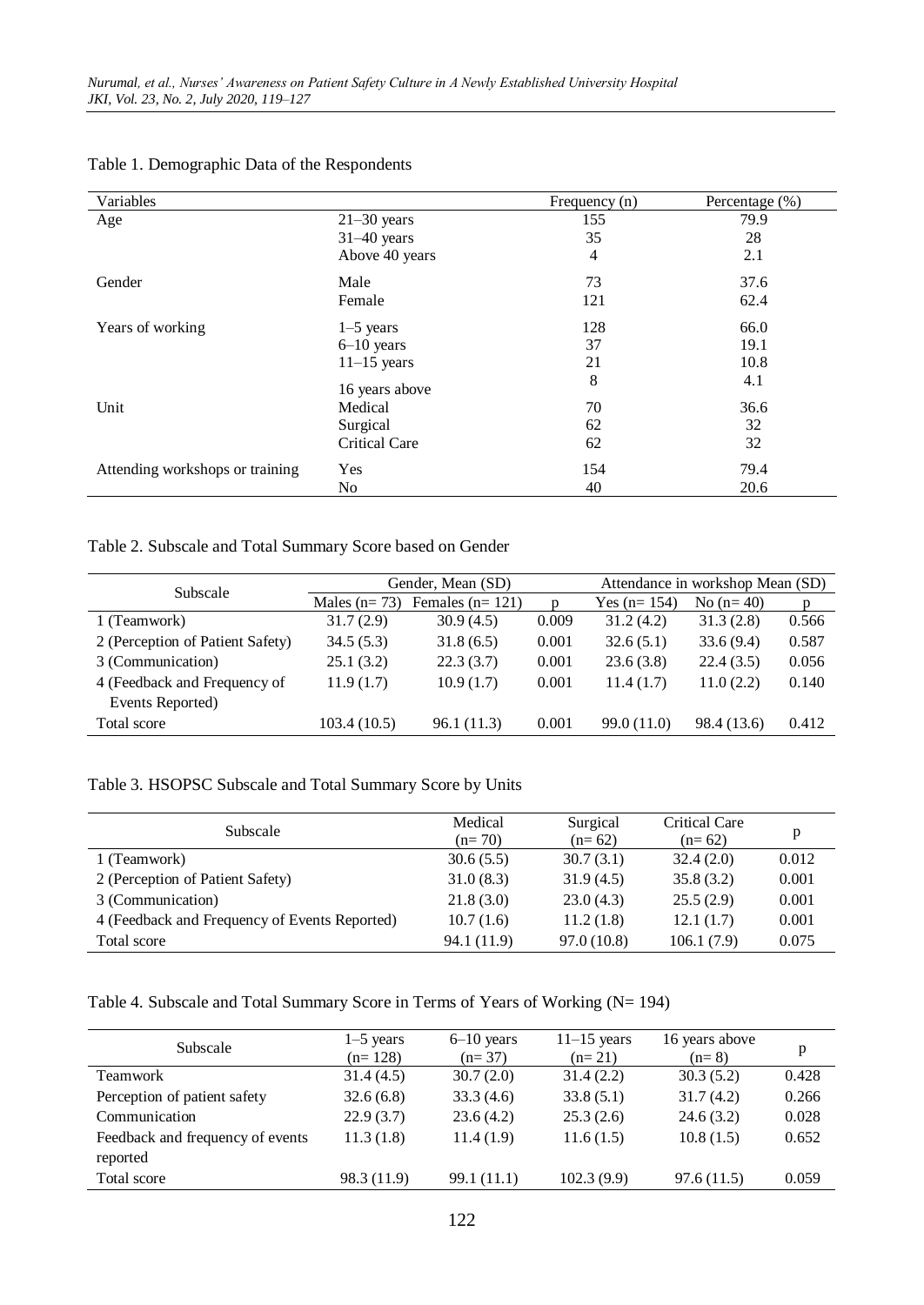Table 1. Demographic Data of the Respondents

| Variables | | Frequency (n) | Percentage (%) |
|---|---|---|---|
| Age | 21–30 years | 155 | 79.9 |
| | 31–40 years | 35 | 28 |
| | Above 40 years | 4 | 2.1 |
| Gender | Male | 73 | 37.6 |
| | Female | 121 | 62.4 |
| Years of working | 1–5 years | 128 | 66.0 |
| | 6–10 years | 37 | 19.1 |
| | 11–15 years | 21 | 10.8 |
| | 16 years above | 8 | 4.1 |
| Unit | Medical | 70 | 36.6 |
| | Surgical | 62 | 32 |
| | Critical Care | 62 | 32 |
| Attending workshops or training | Yes | 154 | 79.4 |
| | No | 40 | 20.6 |

Table 2. Subscale and Total Summary Score based on Gender

| Subscale | Gender, Mean (SD) | | | Attendance in workshop Mean (SD) | | |
|---|---|---|---|---|---|---|
| | Males (n= 73) | Females (n= 121) | p | Yes (n= 154) | No (n= 40) | p |
| 1 (Teamwork) | 31.7 (2.9) | 30.9 (4.5) | 0.009 | 31.2 (4.2) | 31.3 (2.8) | 0.566 |
| 2 (Perception of Patient Safety) | 34.5 (5.3) | 31.8 (6.5) | 0.001 | 32.6 (5.1) | 33.6 (9.4) | 0.587 |
| 3 (Communication) | 25.1 (3.2) | 22.3 (3.7) | 0.001 | 23.6 (3.8) | 22.4 (3.5) | 0.056 |
| 4 (Feedback and Frequency of Events Reported) | 11.9 (1.7) | 10.9 (1.7) | 0.001 | 11.4 (1.7) | 11.0 (2.2) | 0.140 |
| Total score | 103.4 (10.5) | 96.1 (11.3) | 0.001 | 99.0 (11.0) | 98.4 (13.6) | 0.412 |

Table 3. HSOPSC Subscale and Total Summary Score by Units

| Subscale | Medical (n= 70) | Surgical (n= 62) | Critical Care (n= 62) | p |
|---|---|---|---|---|
| 1 (Teamwork) | 30.6 (5.5) | 30.7 (3.1) | 32.4 (2.0) | 0.012 |
| 2 (Perception of Patient Safety) | 31.0 (8.3) | 31.9 (4.5) | 35.8 (3.2) | 0.001 |
| 3 (Communication) | 21.8 (3.0) | 23.0 (4.3) | 25.5 (2.9) | 0.001 |
| 4 (Feedback and Frequency of Events Reported) | 10.7 (1.6) | 11.2 (1.8) | 12.1 (1.7) | 0.001 |
| Total score | 94.1 (11.9) | 97.0 (10.8) | 106.1 (7.9) | 0.075 |

Table 4. Subscale and Total Summary Score in Terms of Years of Working (N= 194)

| Subscale | 1–5 years (n= 128) | 6–10 years (n= 37) | 11–15 years (n= 21) | 16 years above (n= 8) | p |
|---|---|---|---|---|---|
| Teamwork | 31.4 (4.5) | 30.7 (2.0) | 31.4 (2.2) | 30.3 (5.2) | 0.428 |
| Perception of patient safety | 32.6 (6.8) | 33.3 (4.6) | 33.8 (5.1) | 31.7 (4.2) | 0.266 |
| Communication | 22.9 (3.7) | 23.6 (4.2) | 25.3 (2.6) | 24.6 (3.2) | 0.028 |
| Feedback and frequency of events reported | 11.3 (1.8) | 11.4 (1.9) | 11.6 (1.5) | 10.8 (1.5) | 0.652 |
| Total score | 98.3 (11.9) | 99.1 (11.1) | 102.3 (9.9) | 97.6 (11.5) | 0.059 |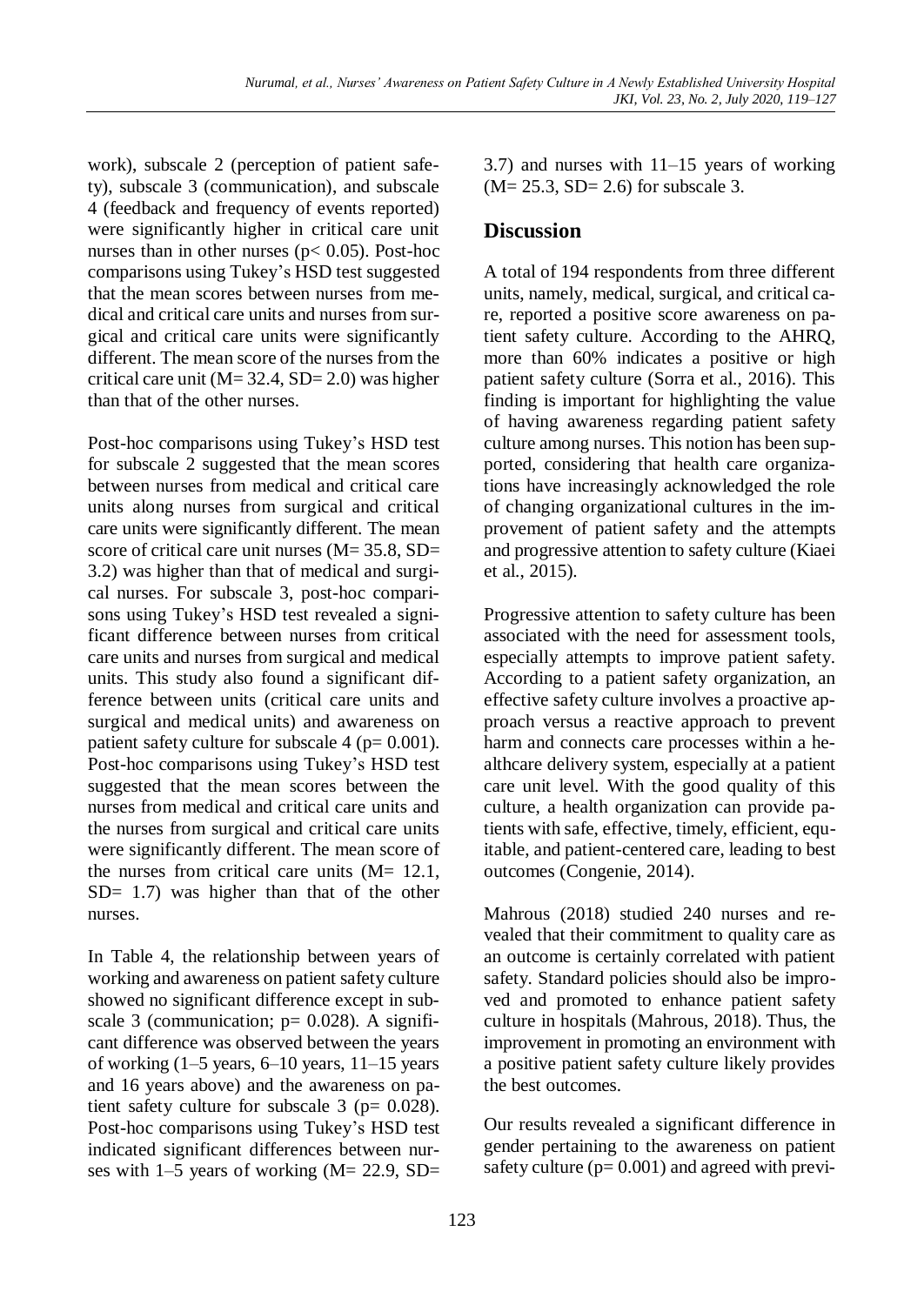work), subscale 2 (perception of patient safety), subscale 3 (communication), and subscale 4 (feedback and frequency of events reported) were significantly higher in critical care unit nurses than in other nurses ($p < 0.05$). Post-hoc comparisons using Tukey's HSD test suggested that the mean scores between nurses from medical and critical care units and nurses from surgical and critical care units were significantly different. The mean score of the nurses from the critical care unit (M= 32.4, SD= 2.0) was higher than that of the other nurses.

Post-hoc comparisons using Tukey's HSD test for subscale 2 suggested that the mean scores between nurses from medical and critical care units along nurses from surgical and critical care units were significantly different. The mean score of critical care unit nurses (M= 35.8, SD= 3.2) was higher than that of medical and surgical nurses. For subscale 3, post-hoc comparisons using Tukey's HSD test revealed a significant difference between nurses from critical care units and nurses from surgical and medical units. This study also found a significant difference between units (critical care units and surgical and medical units) and awareness on patient safety culture for subscale 4 ($p = 0.001$). Post-hoc comparisons using Tukey's HSD test suggested that the mean scores between the nurses from medical and critical care units and the nurses from surgical and critical care units were significantly different. The mean score of the nurses from critical care units (M= 12.1, SD= 1.7) was higher than that of the other nurses.

In Table 4, the relationship between years of working and awareness on patient safety culture showed no significant difference except in subscale 3 (communication; $p = 0.028$). A significant difference was observed between the years of working (1–5 years, 6–10 years, 11–15 years and 16 years above) and the awareness on patient safety culture for subscale 3 ($p = 0.028$). Post-hoc comparisons using Tukey's HSD test indicated significant differences between nurses with 1–5 years of working (M= 22.9, SD= 3.7) and nurses with 11–15 years of working (M= 25.3, SD= 2.6) for subscale 3.

## Discussion

A total of 194 respondents from three different units, namely, medical, surgical, and critical care, reported a positive score awareness on patient safety culture. According to the AHRQ, more than 60% indicates a positive or high patient safety culture (Sorra et al., 2016). This finding is important for highlighting the value of having awareness regarding patient safety culture among nurses. This notion has been supported, considering that health care organizations have increasingly acknowledged the role of changing organizational cultures in the improvement of patient safety and the attempts and progressive attention to safety culture (Kiaei et al., 2015).

Progressive attention to safety culture has been associated with the need for assessment tools, especially attempts to improve patient safety. According to a patient safety organization, an effective safety culture involves a proactive approach versus a reactive approach to prevent harm and connects care processes within a healthcare delivery system, especially at a patient care unit level. With the good quality of this culture, a health organization can provide patients with safe, effective, timely, efficient, equitable, and patient-centered care, leading to best outcomes (Congenie, 2014).

Mahrous (2018) studied 240 nurses and revealed that their commitment to quality care as an outcome is certainly correlated with patient safety. Standard policies should also be improved and promoted to enhance patient safety culture in hospitals (Mahrous, 2018). Thus, the improvement in promoting an environment with a positive patient safety culture likely provides the best outcomes.

Our results revealed a significant difference in gender pertaining to the awareness on patient safety culture ($p = 0.001$) and agreed with previ-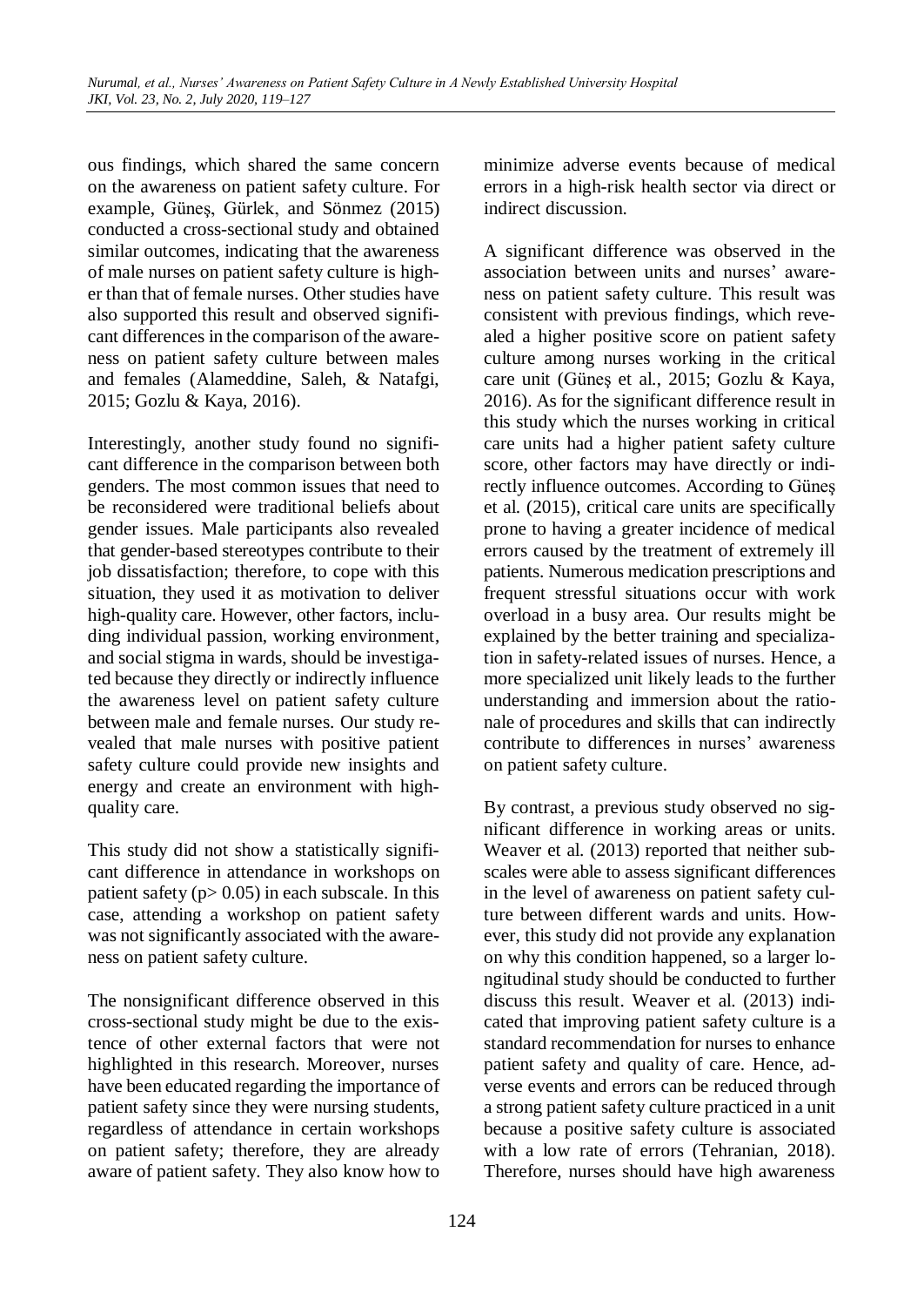ous findings, which shared the same concern on the awareness on patient safety culture. For example, Güneş, Gürlek, and Sönmez (2015) conducted a cross-sectional study and obtained similar outcomes, indicating that the awareness of male nurses on patient safety culture is higher than that of female nurses. Other studies have also supported this result and observed significant differences in the comparison of the awareness on patient safety culture between males and females (Alameddine, Saleh, & Natafgi, 2015; Gozlu & Kaya, 2016).

Interestingly, another study found no significant difference in the comparison between both genders. The most common issues that need to be reconsidered were traditional beliefs about gender issues. Male participants also revealed that gender-based stereotypes contribute to their job dissatisfaction; therefore, to cope with this situation, they used it as motivation to deliver high-quality care. However, other factors, including individual passion, working environment, and social stigma in wards, should be investigated because they directly or indirectly influence the awareness level on patient safety culture between male and female nurses. Our study revealed that male nurses with positive patient safety culture could provide new insights and energy and create an environment with high-quality care.

This study did not show a statistically significant difference in attendance in workshops on patient safety ($p > 0.05$) in each subscale. In this case, attending a workshop on patient safety was not significantly associated with the awareness on patient safety culture.

The nonsignificant difference observed in this cross-sectional study might be due to the existence of other external factors that were not highlighted in this research. Moreover, nurses have been educated regarding the importance of patient safety since they were nursing students, regardless of attendance in certain workshops on patient safety; therefore, they are already aware of patient safety. They also know how to minimize adverse events because of medical errors in a high-risk health sector via direct or indirect discussion.

A significant difference was observed in the association between units and nurses' awareness on patient safety culture. This result was consistent with previous findings, which revealed a higher positive score on patient safety culture among nurses working in the critical care unit (Güneş et al., 2015; Gozlu & Kaya, 2016). As for the significant difference result in this study which the nurses working in critical care units had a higher patient safety culture score, other factors may have directly or indirectly influence outcomes. According to Güneş et al. (2015), critical care units are specifically prone to having a greater incidence of medical errors caused by the treatment of extremely ill patients. Numerous medication prescriptions and frequent stressful situations occur with work overload in a busy area. Our results might be explained by the better training and specialization in safety-related issues of nurses. Hence, a more specialized unit likely leads to the further understanding and immersion about the rationale of procedures and skills that can indirectly contribute to differences in nurses' awareness on patient safety culture.

By contrast, a previous study observed no significant difference in working areas or units. Weaver et al. (2013) reported that neither subscales were able to assess significant differences in the level of awareness on patient safety culture between different wards and units. However, this study did not provide any explanation on why this condition happened, so a larger longitudinal study should be conducted to further discuss this result. Weaver et al. (2013) indicated that improving patient safety culture is a standard recommendation for nurses to enhance patient safety and quality of care. Hence, adverse events and errors can be reduced through a strong patient safety culture practiced in a unit because a positive safety culture is associated with a low rate of errors (Tehranian, 2018). Therefore, nurses should have high awareness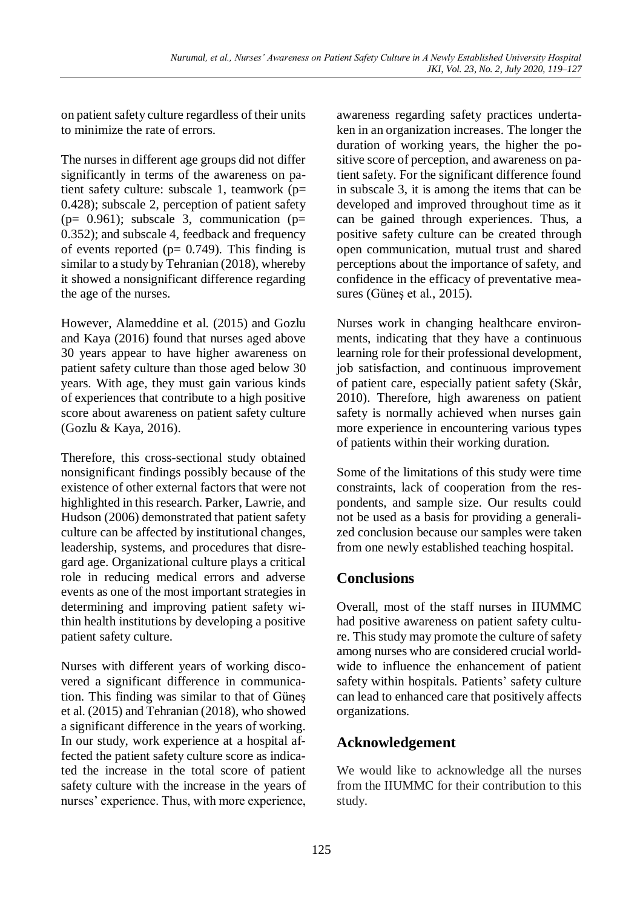on patient safety culture regardless of their units to minimize the rate of errors.

The nurses in different age groups did not differ significantly in terms of the awareness on patient safety culture: subscale 1, teamwork ($p= 0.428$); subscale 2, perception of patient safety ($p= 0.961$); subscale 3, communication ($p= 0.352$); and subscale 4, feedback and frequency of events reported ($p= 0.749$). This finding is similar to a study by Tehranian (2018), whereby it showed a nonsignificant difference regarding the age of the nurses.

However, Alameddine et al. (2015) and Gozlu and Kaya (2016) found that nurses aged above 30 years appear to have higher awareness on patient safety culture than those aged below 30 years. With age, they must gain various kinds of experiences that contribute to a high positive score about awareness on patient safety culture (Gozlu & Kaya, 2016).

Therefore, this cross-sectional study obtained nonsignificant findings possibly because of the existence of other external factors that were not highlighted in this research. Parker, Lawrie, and Hudson (2006) demonstrated that patient safety culture can be affected by institutional changes, leadership, systems, and procedures that disregard age. Organizational culture plays a critical role in reducing medical errors and adverse events as one of the most important strategies in determining and improving patient safety within health institutions by developing a positive patient safety culture.

Nurses with different years of working discovered a significant difference in communication. This finding was similar to that of Güneş et al. (2015) and Tehranian (2018), who showed a significant difference in the years of working. In our study, work experience at a hospital affected the patient safety culture score as indicated the increase in the total score of patient safety culture with the increase in the years of nurses' experience. Thus, with more experience, awareness regarding safety practices undertaken in an organization increases. The longer the duration of working years, the higher the positive score of perception, and awareness on patient safety. For the significant difference found in subscale 3, it is among the items that can be developed and improved throughout time as it can be gained through experiences. Thus, a positive safety culture can be created through open communication, mutual trust and shared perceptions about the importance of safety, and confidence in the efficacy of preventative measures (Güneş et al., 2015).

Nurses work in changing healthcare environments, indicating that they have a continuous learning role for their professional development, job satisfaction, and continuous improvement of patient care, especially patient safety (Skår, 2010). Therefore, high awareness on patient safety is normally achieved when nurses gain more experience in encountering various types of patients within their working duration.

Some of the limitations of this study were time constraints, lack of cooperation from the respondents, and sample size. Our results could not be used as a basis for providing a generalized conclusion because our samples were taken from one newly established teaching hospital.

## Conclusions

Overall, most of the staff nurses in IIUMMC had positive awareness on patient safety culture. This study may promote the culture of safety among nurses who are considered crucial worldwide to influence the enhancement of patient safety within hospitals. Patients' safety culture can lead to enhanced care that positively affects organizations.

## Acknowledgement

We would like to acknowledge all the nurses from the IIUMMC for their contribution to this study.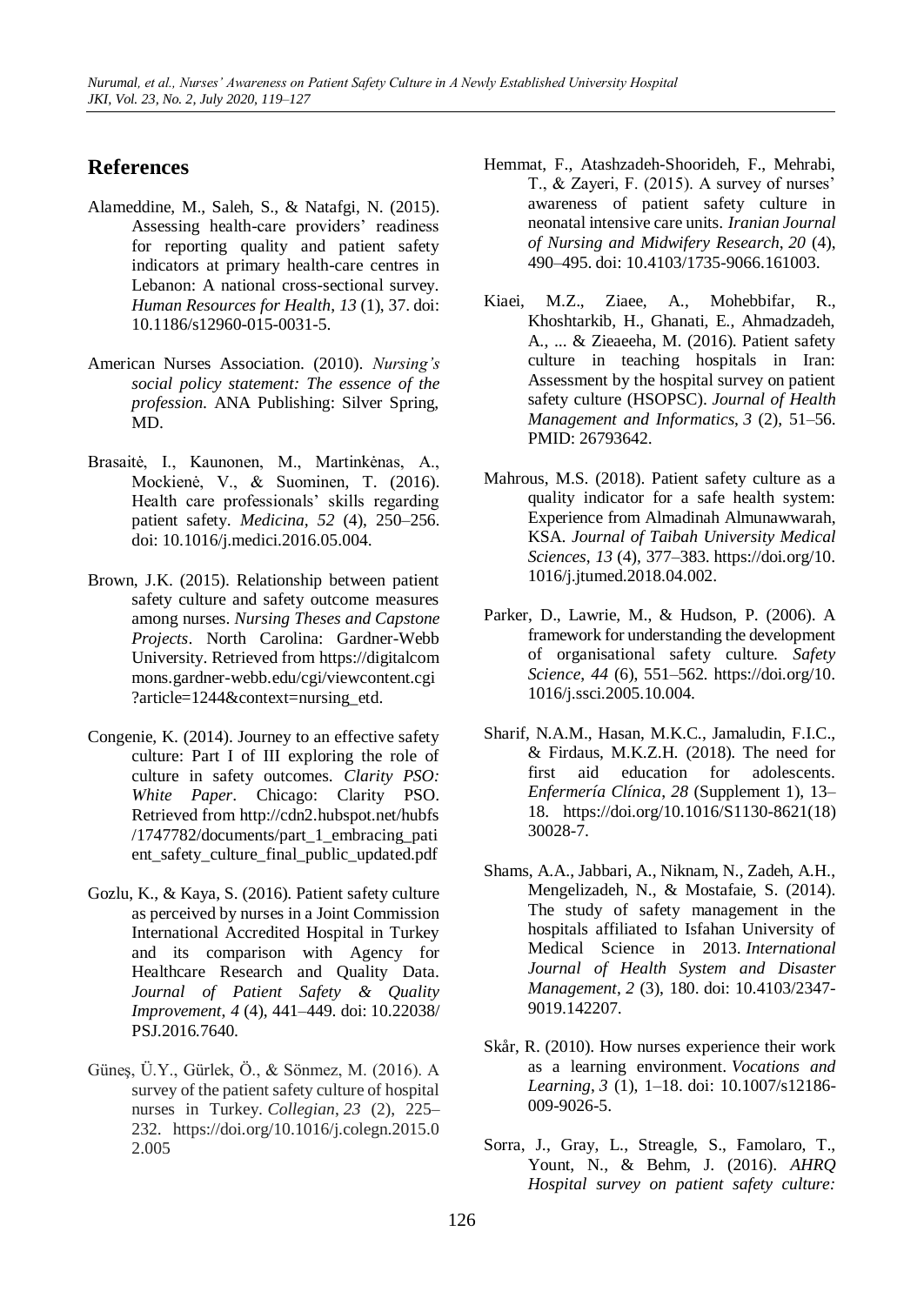## References

Alameddine, M., Saleh, S., & Natafgi, N. (2015). Assessing health-care providers' readiness for reporting quality and patient safety indicators at primary health-care centres in Lebanon: A national cross-sectional survey. *Human Resources for Health*, *13* (1), 37. doi: 10.1186/s12960-015-0031-5.

American Nurses Association. (2010). *Nursing's social policy statement: The essence of the profession*. ANA Publishing: Silver Spring, MD.

Brasaitė, I., Kaunonen, M., Martinkėnas, A., Mockienė, V., & Suominen, T. (2016). Health care professionals' skills regarding patient safety. *Medicina*, *52* (4), 250–256. doi: 10.1016/j.medici.2016.05.004.

Brown, J.K. (2015). Relationship between patient safety culture and safety outcome measures among nurses. *Nursing Theses and Capstone Projects*. North Carolina: Gardner-Webb University. Retrieved from https://digitalcommons.gardner-webb.edu/cgi/viewcontent.cgi?article=1244&context=nursing_etd.

Congenie, K. (2014). Journey to an effective safety culture: Part I of III exploring the role of culture in safety outcomes. *Clarity PSO: White Paper*. Chicago: Clarity PSO. Retrieved from http://cdn2.hubspot.net/hubfs/1747782/documents/part_1_embracing_patient_safety_culture_final_public_updated.pdf

Gozlu, K., & Kaya, S. (2016). Patient safety culture as perceived by nurses in a Joint Commission International Accredited Hospital in Turkey and its comparison with Agency for Healthcare Research and Quality Data. *Journal of Patient Safety & Quality Improvement*, *4* (4), 441–449. doi: 10.22038/PSJ.2016.7640.

Güneş, Ü.Y., Gürlek, Ö., & Sönmez, M. (2016). A survey of the patient safety culture of hospital nurses in Turkey. *Collegian*, *23* (2), 225–232. https://doi.org/10.1016/j.colegn.2015.02.005

Hemmat, F., Atashzadeh-Shoorideh, F., Mehrabi, T., & Zayeri, F. (2015). A survey of nurses' awareness of patient safety culture in neonatal intensive care units. *Iranian Journal of Nursing and Midwifery Research*, *20* (4), 490–495. doi: 10.4103/1735-9066.161003.

Kiaei, M.Z., Ziaee, A., Mohebbifar, R., Khoshtarkib, H., Ghanati, E., Ahmadzadeh, A., ... & Zieaeeha, M. (2016). Patient safety culture in teaching hospitals in Iran: Assessment by the hospital survey on patient safety culture (HSOPSC). *Journal of Health Management and Informatics*, *3* (2), 51–56. PMID: 26793642.

Mahrous, M.S. (2018). Patient safety culture as a quality indicator for a safe health system: Experience from Almadinah Almunawwarah, KSA. *Journal of Taibah University Medical Sciences*, *13* (4), 377–383. https://doi.org/10.1016/j.jtumed.2018.04.002.

Parker, D., Lawrie, M., & Hudson, P. (2006). A framework for understanding the development of organisational safety culture. *Safety Science*, *44* (6), 551–562. https://doi.org/10.1016/j.ssci.2005.10.004.

Sharif, N.A.M., Hasan, M.K.C., Jamaludin, F.I.C., & Firdaus, M.K.Z.H. (2018). The need for first aid education for adolescents. *Enfermería Clínica*, *28* (Supplement 1), 13–18. https://doi.org/10.1016/S1130-8621(18)30028-7.

Shams, A.A., Jabbari, A., Niknam, N., Zadeh, A.H., Mengelizadeh, N., & Mostafaie, S. (2014). The study of safety management in the hospitals affiliated to Isfahan University of Medical Science in 2013. *International Journal of Health System and Disaster Management*, *2* (3), 180. doi: 10.4103/2347-9019.142207.

Skår, R. (2010). How nurses experience their work as a learning environment. *Vocations and Learning*, *3* (1), 1–18. doi: 10.1007/s12186-009-9026-5.

Sorra, J., Gray, L., Streagle, S., Famolaro, T., Yount, N., & Behm, J. (2016). *AHRQ Hospital survey on patient safety culture:*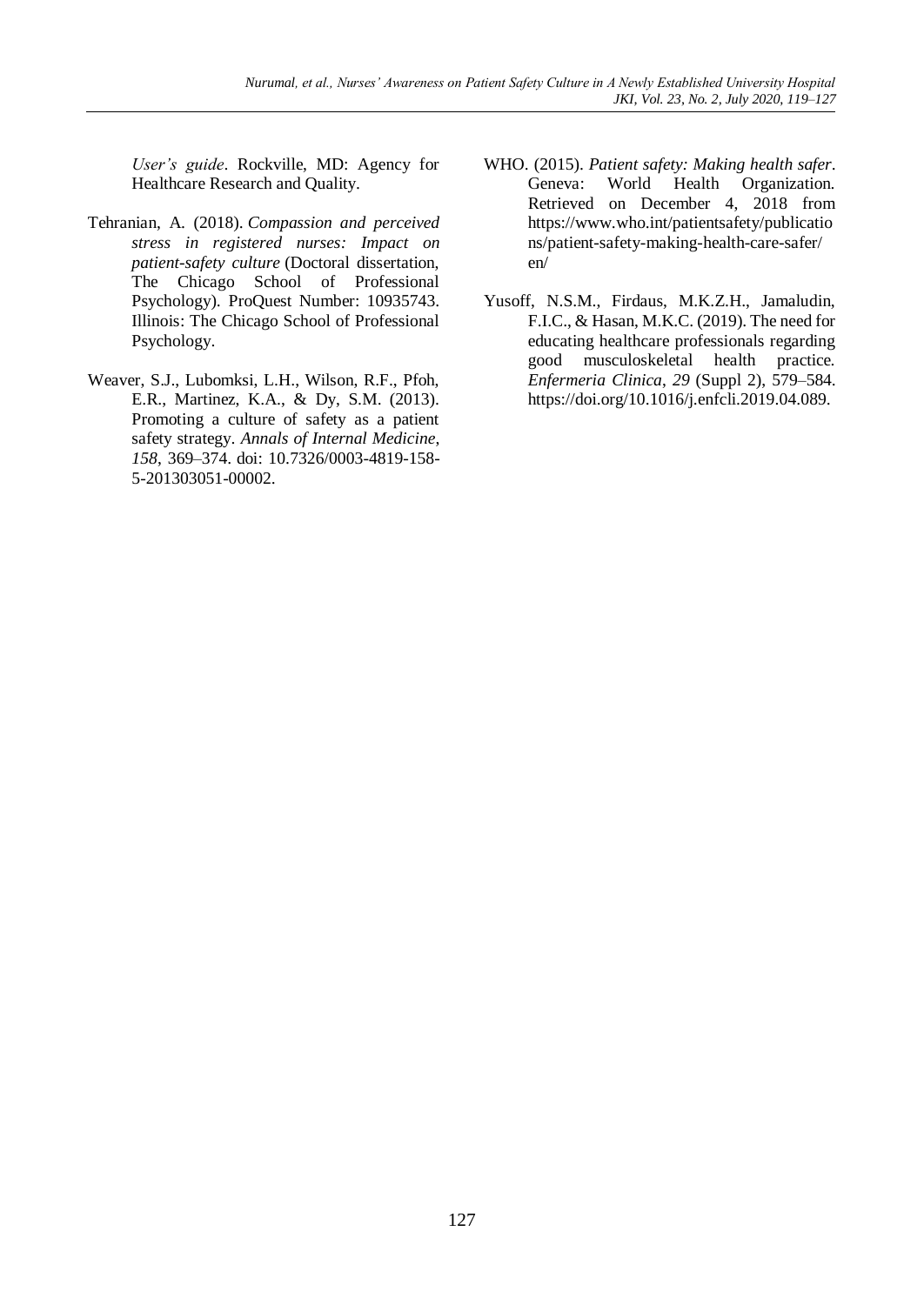*User's guide*. Rockville, MD: Agency for Healthcare Research and Quality.

Tehranian, A. (2018). *Compassion and perceived stress in registered nurses: Impact on patient-safety culture* (Doctoral dissertation, The Chicago School of Professional Psychology). ProQuest Number: 10935743. Illinois: The Chicago School of Professional Psychology.

Weaver, S.J., Lubomksi, L.H., Wilson, R.F., Pfoh, E.R., Martinez, K.A., & Dy, S.M. (2013). Promoting a culture of safety as a patient safety strategy. *Annals of Internal Medicine*, *158*, 369–374. doi: 10.7326/0003-4819-158-5-201303051-00002.

WHO. (2015). *Patient safety: Making health safer*. Geneva: World Health Organization. Retrieved on December 4, 2018 from https://www.who.int/patientsafety/publications/patient-safety-making-health-care-safer/en/

Yusoff, N.S.M., Firdaus, M.K.Z.H., Jamaludin, F.I.C., & Hasan, M.K.C. (2019). The need for educating healthcare professionals regarding good musculoskeletal health practice. *Enfermeria Clinica*, *29* (Suppl 2), 579–584. https://doi.org/10.1016/j.enfcli.2019.04.089.